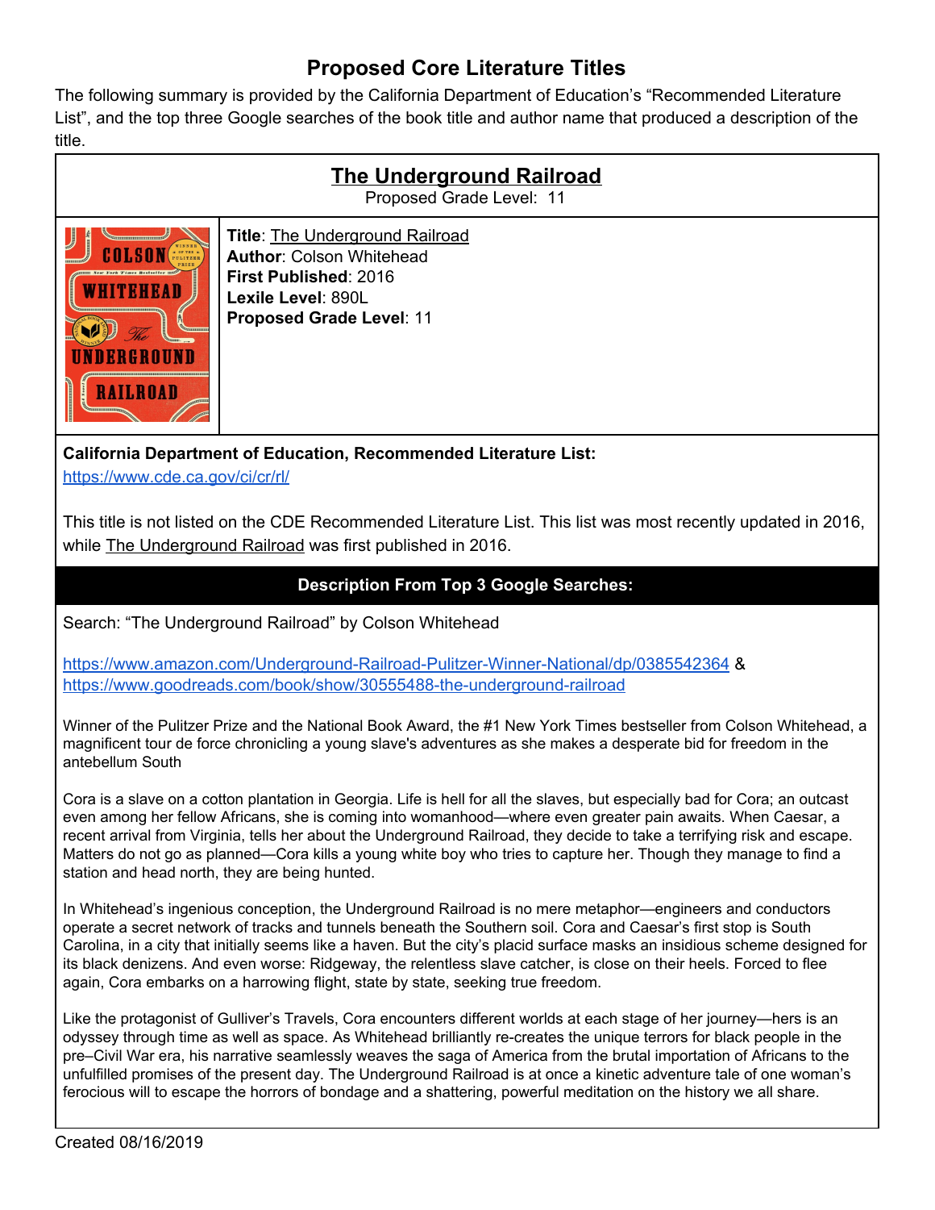# Proposed Core Literature Titles

The following summary is provided by the California Department of Education's "Recommended Literature List", and the top three Google searches of the book title and author name that produced a description of the title.

## The Underground Railroad

Proposed Grade Level: 11

**Title**: The Underground Railroad
**Author**: Colson Whitehead
**First Published**: 2016
**Lexile Level**: 890L
**Proposed Grade Level**: 11

**California Department of Education, Recommended Literature List:**
https://www.cde.ca.gov/ci/cr/rl/

This title is not listed on the CDE Recommended Literature List. This list was most recently updated in 2016, while The Underground Railroad was first published in 2016.

### Description From Top 3 Google Searches:

Search: "The Underground Railroad" by Colson Whitehead

https://www.amazon.com/Underground-Railroad-Pulitzer-Winner-National/dp/0385542364 & https://www.goodreads.com/book/show/30555488-the-underground-railroad

Winner of the Pulitzer Prize and the National Book Award, the #1 New York Times bestseller from Colson Whitehead, a magnificent tour de force chronicling a young slave's adventures as she makes a desperate bid for freedom in the antebellum South

Cora is a slave on a cotton plantation in Georgia. Life is hell for all the slaves, but especially bad for Cora; an outcast even among her fellow Africans, she is coming into womanhood—where even greater pain awaits. When Caesar, a recent arrival from Virginia, tells her about the Underground Railroad, they decide to take a terrifying risk and escape. Matters do not go as planned—Cora kills a young white boy who tries to capture her. Though they manage to find a station and head north, they are being hunted.

In Whitehead's ingenious conception, the Underground Railroad is no mere metaphor—engineers and conductors operate a secret network of tracks and tunnels beneath the Southern soil. Cora and Caesar's first stop is South Carolina, in a city that initially seems like a haven. But the city's placid surface masks an insidious scheme designed for its black denizens. And even worse: Ridgeway, the relentless slave catcher, is close on their heels. Forced to flee again, Cora embarks on a harrowing flight, state by state, seeking true freedom.

Like the protagonist of Gulliver's Travels, Cora encounters different worlds at each stage of her journey—hers is an odyssey through time as well as space. As Whitehead brilliantly re-creates the unique terrors for black people in the pre–Civil War era, his narrative seamlessly weaves the saga of America from the brutal importation of Africans to the unfulfilled promises of the present day. The Underground Railroad is at once a kinetic adventure tale of one woman's ferocious will to escape the horrors of bondage and a shattering, powerful meditation on the history we all share.

Created 08/16/2019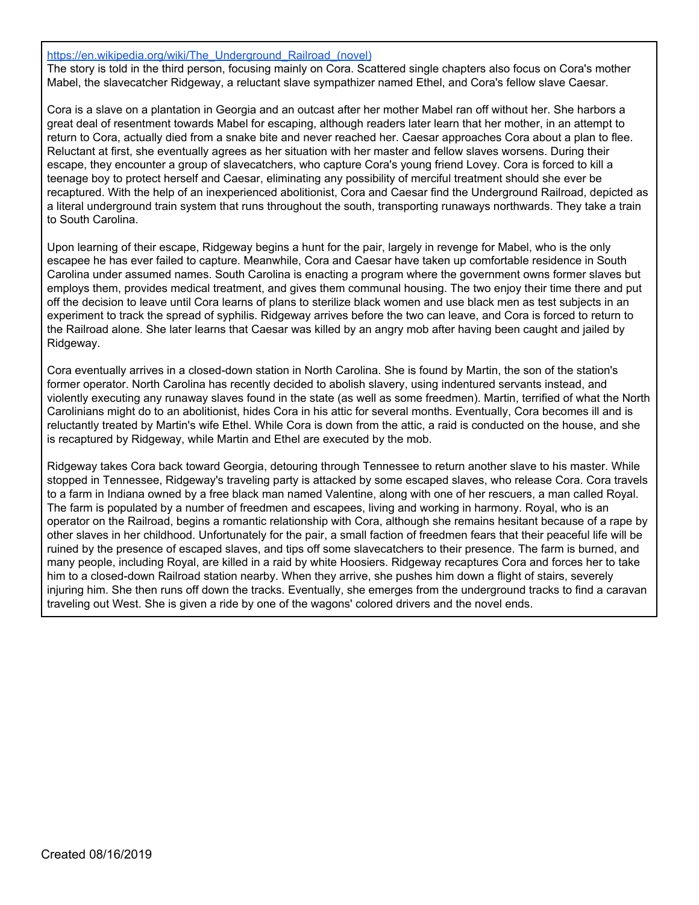https://en.wikipedia.org/wiki/The_Underground_Railroad_(novel)
The story is told in the third person, focusing mainly on Cora. Scattered single chapters also focus on Cora's mother Mabel, the slavecatcher Ridgeway, a reluctant slave sympathizer named Ethel, and Cora's fellow slave Caesar.

Cora is a slave on a plantation in Georgia and an outcast after her mother Mabel ran off without her. She harbors a great deal of resentment towards Mabel for escaping, although readers later learn that her mother, in an attempt to return to Cora, actually died from a snake bite and never reached her. Caesar approaches Cora about a plan to flee. Reluctant at first, she eventually agrees as her situation with her master and fellow slaves worsens. During their escape, they encounter a group of slavecatchers, who capture Cora's young friend Lovey. Cora is forced to kill a teenage boy to protect herself and Caesar, eliminating any possibility of merciful treatment should she ever be recaptured. With the help of an inexperienced abolitionist, Cora and Caesar find the Underground Railroad, depicted as a literal underground train system that runs throughout the south, transporting runaways northwards. They take a train to South Carolina.

Upon learning of their escape, Ridgeway begins a hunt for the pair, largely in revenge for Mabel, who is the only escapee he has ever failed to capture. Meanwhile, Cora and Caesar have taken up comfortable residence in South Carolina under assumed names. South Carolina is enacting a program where the government owns former slaves but employs them, provides medical treatment, and gives them communal housing. The two enjoy their time there and put off the decision to leave until Cora learns of plans to sterilize black women and use black men as test subjects in an experiment to track the spread of syphilis. Ridgeway arrives before the two can leave, and Cora is forced to return to the Railroad alone. She later learns that Caesar was killed by an angry mob after having been caught and jailed by Ridgeway.

Cora eventually arrives in a closed-down station in North Carolina. She is found by Martin, the son of the station's former operator. North Carolina has recently decided to abolish slavery, using indentured servants instead, and violently executing any runaway slaves found in the state (as well as some freedmen). Martin, terrified of what the North Carolinians might do to an abolitionist, hides Cora in his attic for several months. Eventually, Cora becomes ill and is reluctantly treated by Martin's wife Ethel. While Cora is down from the attic, a raid is conducted on the house, and she is recaptured by Ridgeway, while Martin and Ethel are executed by the mob.

Ridgeway takes Cora back toward Georgia, detouring through Tennessee to return another slave to his master. While stopped in Tennessee, Ridgeway's traveling party is attacked by some escaped slaves, who release Cora. Cora travels to a farm in Indiana owned by a free black man named Valentine, along with one of her rescuers, a man called Royal. The farm is populated by a number of freedmen and escapees, living and working in harmony. Royal, who is an operator on the Railroad, begins a romantic relationship with Cora, although she remains hesitant because of a rape by other slaves in her childhood. Unfortunately for the pair, a small faction of freedmen fears that their peaceful life will be ruined by the presence of escaped slaves, and tips off some slavecatchers to their presence. The farm is burned, and many people, including Royal, are killed in a raid by white Hoosiers. Ridgeway recaptures Cora and forces her to take him to a closed-down Railroad station nearby. When they arrive, she pushes him down a flight of stairs, severely injuring him. She then runs off down the tracks. Eventually, she emerges from the underground tracks to find a caravan traveling out West. She is given a ride by one of the wagons' colored drivers and the novel ends.

Created 08/16/2019